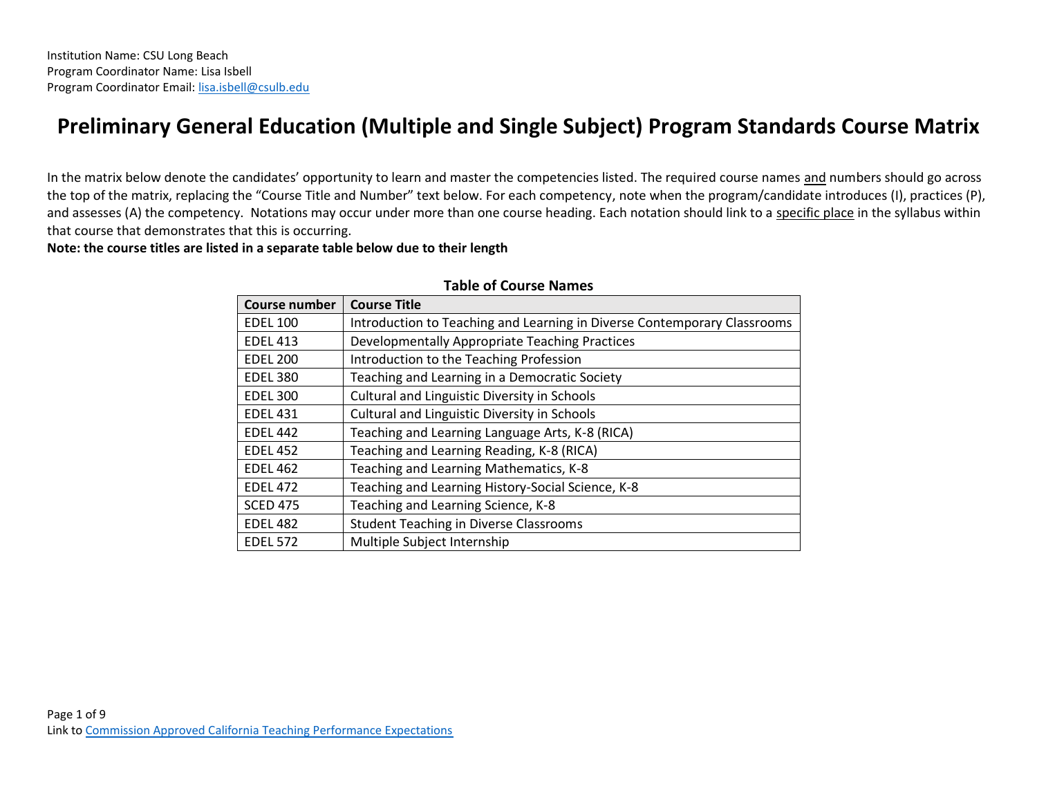Institution Name: CSU Long Beach
Program Coordinator Name: Lisa Isbell
Program Coordinator Email: lisa.isbell@csulb.edu

# Preliminary General Education (Multiple and Single Subject) Program Standards Course Matrix

In the matrix below denote the candidates' opportunity to learn and master the competencies listed. The required course names and numbers should go across the top of the matrix, replacing the "Course Title and Number" text below. For each competency, note when the program/candidate introduces (I), practices (P), and assesses (A) the competency. Notations may occur under more than one course heading. Each notation should link to a specific place in the syllabus within that course that demonstrates that this is occurring.

**Note: the course titles are listed in a separate table below due to their length**

**Table of Course Names**

| Course number | Course Title |
|---|---|
| EDEL 100 | Introduction to Teaching and Learning in Diverse Contemporary Classrooms |
| EDEL 413 | Developmentally Appropriate Teaching Practices |
| EDEL 200 | Introduction to the Teaching Profession |
| EDEL 380 | Teaching and Learning in a Democratic Society |
| EDEL 300 | Cultural and Linguistic Diversity in Schools |
| EDEL 431 | Cultural and Linguistic Diversity in Schools |
| EDEL 442 | Teaching and Learning Language Arts, K-8 (RICA) |
| EDEL 452 | Teaching and Learning Reading, K-8 (RICA) |
| EDEL 462 | Teaching and Learning Mathematics, K-8 |
| EDEL 472 | Teaching and Learning History-Social Science, K-8 |
| SCED 475 | Teaching and Learning Science, K-8 |
| EDEL 482 | Student Teaching in Diverse Classrooms |
| EDEL 572 | Multiple Subject Internship |

Link to Commission Approved California Teaching Performance Expectations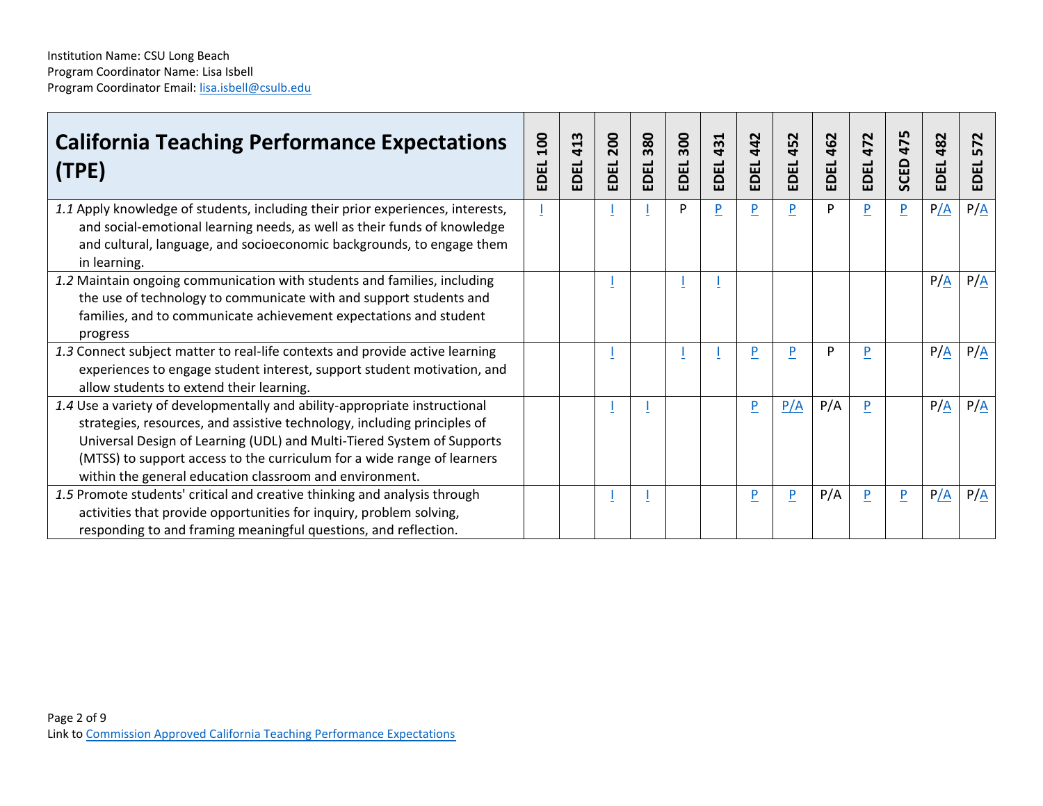Institution Name: CSU Long Beach
Program Coordinator Name: Lisa Isbell
Program Coordinator Email: lisa.isbell@csulb.edu

| California Teaching Performance Expectations (TPE) | EDEL 100 | EDEL 413 | EDEL 200 | EDEL 380 | EDEL 300 | EDEL 431 | EDEL 442 | EDEL 452 | EDEL 462 | EDEL 472 | SCED 475 | EDEL 482 | EDEL 572 |
|---|---|---|---|---|---|---|---|---|---|---|---|---|---|
| *1.1* Apply knowledge of students, including their prior experiences, interests, and social-emotional learning needs, as well as their funds of knowledge and cultural, language, and socioeconomic backgrounds, to engage them in learning. | I | | I | I | P | P | P | P | P | P | P | P/A | P/A |
| *1.2* Maintain ongoing communication with students and families, including the use of technology to communicate with and support students and families, and to communicate achievement expectations and student progress | | | I | | I | I | | | | | | P/A | P/A |
| *1.3* Connect subject matter to real-life contexts and provide active learning experiences to engage student interest, support student motivation, and allow students to extend their learning. | | | I | | I | I | P | P | P | P | | P/A | P/A |
| *1.4* Use a variety of developmentally and ability-appropriate instructional strategies, resources, and assistive technology, including principles of Universal Design of Learning (UDL) and Multi-Tiered System of Supports (MTSS) to support access to the curriculum for a wide range of learners within the general education classroom and environment. | | | I | I | | | P | P/A | P/A | P | | P/A | P/A |
| *1.5* Promote students' critical and creative thinking and analysis through activities that provide opportunities for inquiry, problem solving, responding to and framing meaningful questions, and reflection. | | | I | I | | | P | P | P/A | P | P | P/A | P/A |

Link to Commission Approved California Teaching Performance Expectations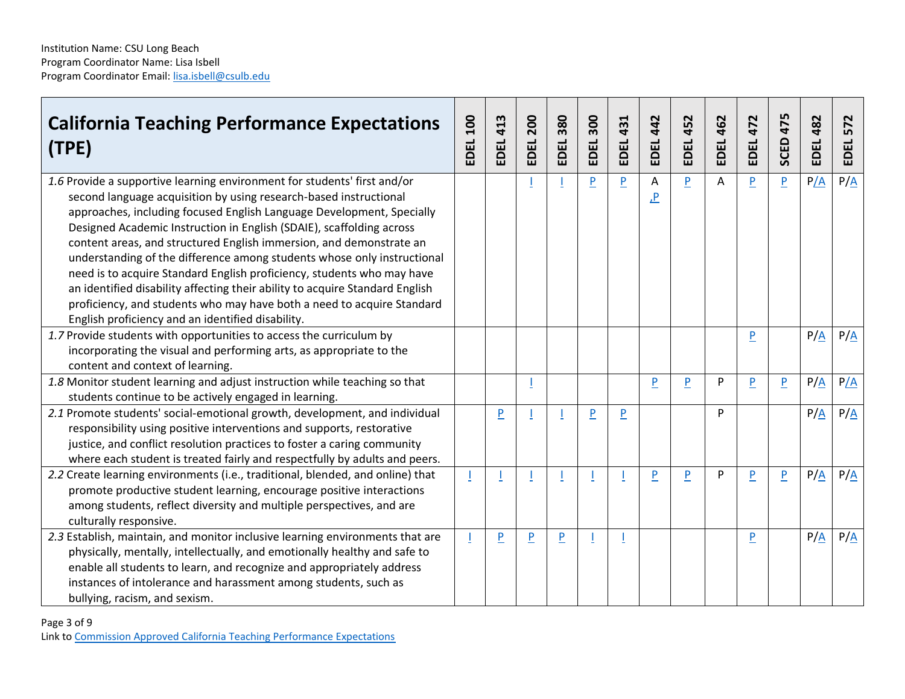Institution Name: CSU Long Beach
Program Coordinator Name: Lisa Isbell
Program Coordinator Email: lisa.isbell@csulb.edu

| California Teaching Performance Expectations (TPE) | EDEL 100 | EDEL 413 | EDEL 200 | EDEL 380 | EDEL 300 | EDEL 431 | EDEL 442 | EDEL 452 | EDEL 462 | EDEL 472 | SCED 475 | EDEL 482 | EDEL 572 |
|---|---|---|---|---|---|---|---|---|---|---|---|---|---|
| *1.6* Provide a supportive learning environment for students' first and/or second language acquisition by using research-based instructional approaches, including focused English Language Development, Specially Designed Academic Instruction in English (SDAIE), scaffolding across content areas, and structured English immersion, and demonstrate an understanding of the difference among students whose only instructional need is to acquire Standard English proficiency, students who may have an identified disability affecting their ability to acquire Standard English proficiency, and students who may have both a need to acquire Standard English proficiency and an identified disability. | | | I | I | P | P | A ,P | P | A | P | P | P/A | P/A |
| *1.7* Provide students with opportunities to access the curriculum by incorporating the visual and performing arts, as appropriate to the content and context of learning. | | | | | | | | | | P | | P/A | P/A |
| *1.8* Monitor student learning and adjust instruction while teaching so that students continue to be actively engaged in learning. | | | I | | | | P | P | P | P | P | P/A | P/A |
| *2.1* Promote students' social-emotional growth, development, and individual responsibility using positive interventions and supports, restorative justice, and conflict resolution practices to foster a caring community where each student is treated fairly and respectfully by adults and peers. | | P | I | I | P | P | | | P | | | P/A | P/A |
| *2.2* Create learning environments (i.e., traditional, blended, and online) that promote productive student learning, encourage positive interactions among students, reflect diversity and multiple perspectives, and are culturally responsive. | I | I | I | I | I | I | P | P | P | P | P | P/A | P/A |
| *2.3* Establish, maintain, and monitor inclusive learning environments that are physically, mentally, intellectually, and emotionally healthy and safe to enable all students to learn, and recognize and appropriately address instances of intolerance and harassment among students, such as bullying, racism, and sexism. | I | P | P | P | I | I | | | | P | | P/A | P/A |

Link to Commission Approved California Teaching Performance Expectations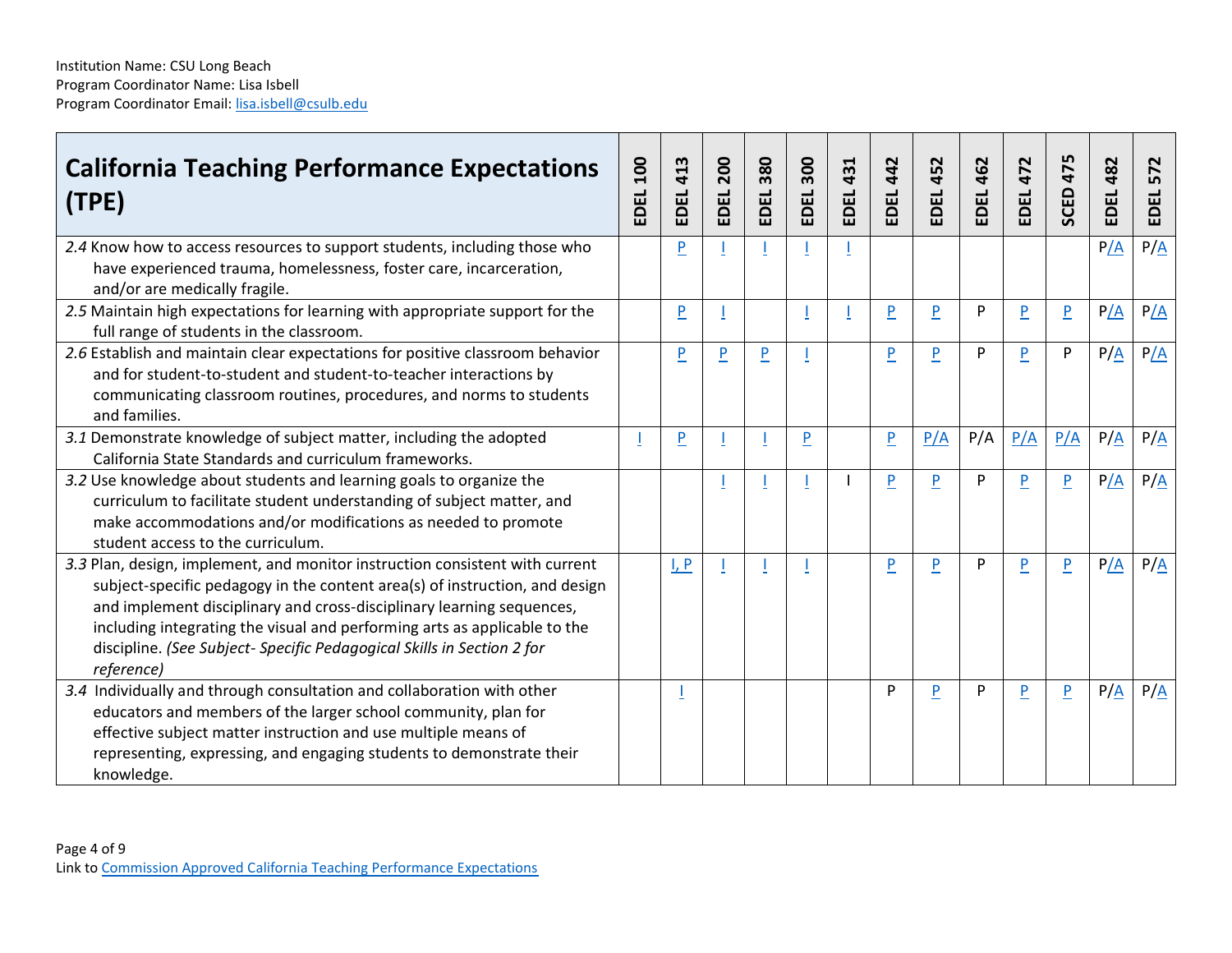Institution Name: CSU Long Beach
Program Coordinator Name: Lisa Isbell
Program Coordinator Email: lisa.isbell@csulb.edu

| California Teaching Performance Expectations (TPE) | EDEL 100 | EDEL 413 | EDEL 200 | EDEL 380 | EDEL 300 | EDEL 431 | EDEL 442 | EDEL 452 | EDEL 462 | EDEL 472 | SCED 475 | EDEL 482 | EDEL 572 |
|---|---|---|---|---|---|---|---|---|---|---|---|---|---|
| *2.4* Know how to access resources to support students, including those who have experienced trauma, homelessness, foster care, incarceration, and/or are medically fragile. | | P | I | I | I | I | | | | | | P/A | P/A |
| *2.5* Maintain high expectations for learning with appropriate support for the full range of students in the classroom. | | P | I | | I | I | P | P | P | P | P | P/A | P/A |
| *2.6* Establish and maintain clear expectations for positive classroom behavior and for student-to-student and student-to-teacher interactions by communicating classroom routines, procedures, and norms to students and families. | | P | P | P | I | | P | P | P | P | P | P/A | P/A |
| *3.1* Demonstrate knowledge of subject matter, including the adopted California State Standards and curriculum frameworks. | I | P | I | I | P | | P | P/A | P/A | P/A | P/A | P/A | P/A |
| *3.2* Use knowledge about students and learning goals to organize the curriculum to facilitate student understanding of subject matter, and make accommodations and/or modifications as needed to promote student access to the curriculum. | | | I | I | I | I | P | P | P | P | P | P/A | P/A |
| *3.3* Plan, design, implement, and monitor instruction consistent with current subject-specific pedagogy in the content area(s) of instruction, and design and implement disciplinary and cross-disciplinary learning sequences, including integrating the visual and performing arts as applicable to the discipline. *(See Subject- Specific Pedagogical Skills in Section 2 for reference)* | | I, P | I | I | I | | P | P | P | P | P | P/A | P/A |
| *3.4* Individually and through consultation and collaboration with other educators and members of the larger school community, plan for effective subject matter instruction and use multiple means of representing, expressing, and engaging students to demonstrate their knowledge. | | I | | | | | P | P | P | P | P | P/A | P/A |

Link to Commission Approved California Teaching Performance Expectations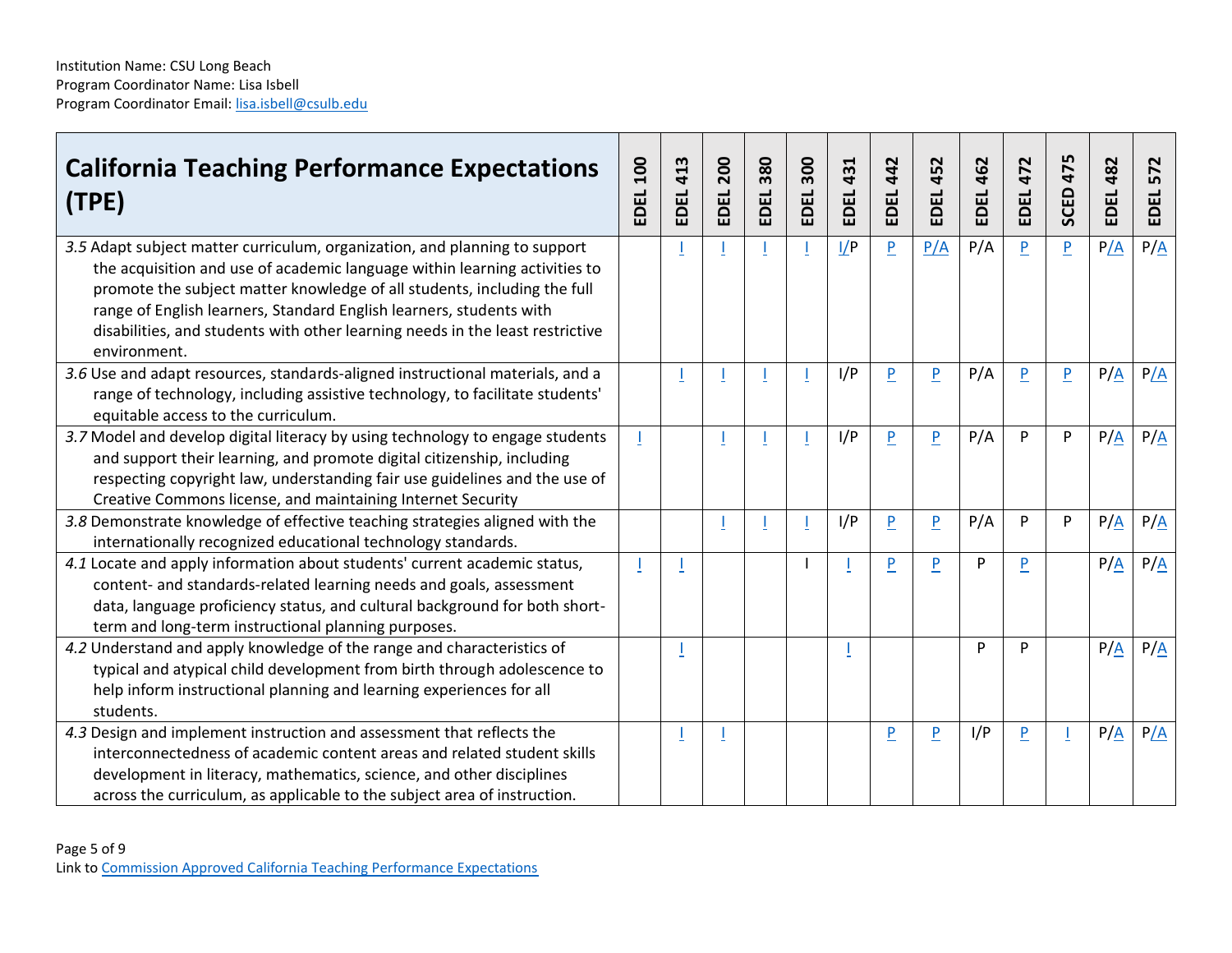Institution Name: CSU Long Beach
Program Coordinator Name: Lisa Isbell
Program Coordinator Email: lisa.isbell@csulb.edu

| California Teaching Performance Expectations (TPE) | EDEL 100 | EDEL 413 | EDEL 200 | EDEL 380 | EDEL 300 | EDEL 431 | EDEL 442 | EDEL 452 | EDEL 462 | EDEL 472 | SCED 475 | EDEL 482 | EDEL 572 |
|---|---|---|---|---|---|---|---|---|---|---|---|---|---|
| *3.5* Adapt subject matter curriculum, organization, and planning to support the acquisition and use of academic language within learning activities to promote the subject matter knowledge of all students, including the full range of English learners, Standard English learners, students with disabilities, and students with other learning needs in the least restrictive environment. | | I | I | I | I | I/P | P | P/A | P/A | P | P | P/A | P/A |
| *3.6* Use and adapt resources, standards-aligned instructional materials, and a range of technology, including assistive technology, to facilitate students' equitable access to the curriculum. | | I | I | I | I | I/P | P | P | P/A | P | P | P/A | P/A |
| *3.7* Model and develop digital literacy by using technology to engage students and support their learning, and promote digital citizenship, including respecting copyright law, understanding fair use guidelines and the use of Creative Commons license, and maintaining Internet Security | I | | I | I | I | I/P | P | P | P/A | P | P | P/A | P/A |
| *3.8* Demonstrate knowledge of effective teaching strategies aligned with the internationally recognized educational technology standards. | | | I | I | I | I/P | P | P | P/A | P | P | P/A | P/A |
| *4.1* Locate and apply information about students' current academic status, content- and standards-related learning needs and goals, assessment data, language proficiency status, and cultural background for both short-term and long-term instructional planning purposes. | I | I | | | I | I | P | P | P | P | | P/A | P/A |
| *4.2* Understand and apply knowledge of the range and characteristics of typical and atypical child development from birth through adolescence to help inform instructional planning and learning experiences for all students. | | I | | | | I | | | P | P | | P/A | P/A |
| *4.3* Design and implement instruction and assessment that reflects the interconnectedness of academic content areas and related student skills development in literacy, mathematics, science, and other disciplines across the curriculum, as applicable to the subject area of instruction. | | I | I | | | | P | P | I/P | P | I | P/A | P/A |

Link to Commission Approved California Teaching Performance Expectations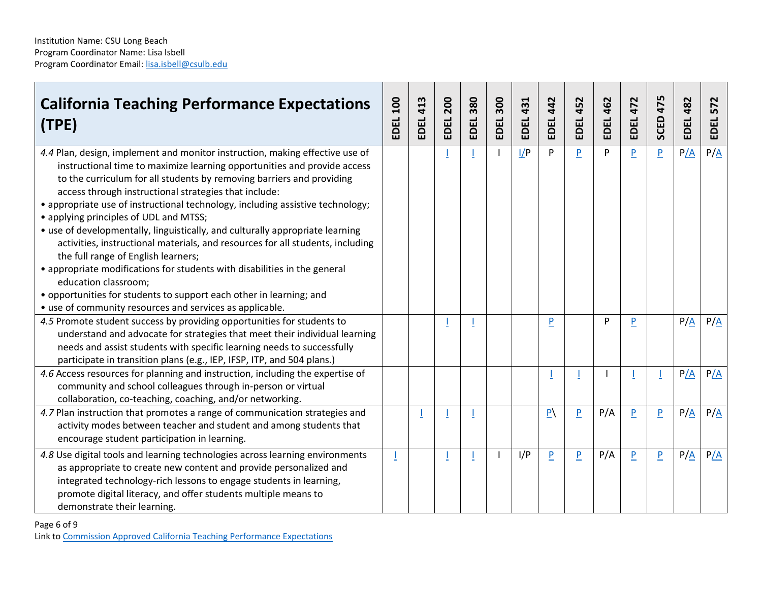Institution Name: CSU Long Beach
Program Coordinator Name: Lisa Isbell
Program Coordinator Email: lisa.isbell@csulb.edu

| California Teaching Performance Expectations (TPE) | EDEL 100 | EDEL 413 | EDEL 200 | EDEL 380 | EDEL 300 | EDEL 431 | EDEL 442 | EDEL 452 | EDEL 462 | EDEL 472 | SCED 475 | EDEL 482 | EDEL 572 |
|---|---|---|---|---|---|---|---|---|---|---|---|---|---|
| *4.4* Plan, design, implement and monitor instruction, making effective use of instructional time to maximize learning opportunities and provide access to the curriculum for all students by removing barriers and providing access through instructional strategies that include: • appropriate use of instructional technology, including assistive technology; • applying principles of UDL and MTSS; • use of developmentally, linguistically, and culturally appropriate learning activities, instructional materials, and resources for all students, including the full range of English learners; • appropriate modifications for students with disabilities in the general education classroom; • opportunities for students to support each other in learning; and • use of community resources and services as applicable. | | | I | I | I | I/P | P | P | P | P | P | P/A | P/A |
| *4.5* Promote student success by providing opportunities for students to understand and advocate for strategies that meet their individual learning needs and assist students with specific learning needs to successfully participate in transition plans (e.g., IEP, IFSP, ITP, and 504 plans.) | | | I | I | | | P | | P | P | | P/A | P/A |
| *4.6* Access resources for planning and instruction, including the expertise of community and school colleagues through in-person or virtual collaboration, co-teaching, coaching, and/or networking. | | | | | | | I | I | I | I | I | P/A | P/A |
| *4.7* Plan instruction that promotes a range of communication strategies and activity modes between teacher and student and among students that encourage student participation in learning. | | I | I | I | | | P\ | P | P/A | P | P | P/A | P/A |
| *4.8* Use digital tools and learning technologies across learning environments as appropriate to create new content and provide personalized and integrated technology-rich lessons to engage students in learning, promote digital literacy, and offer students multiple means to demonstrate their learning. | I | | I | I | I | I/P | P | P | P/A | P | P | P/A | P/A |

Link to Commission Approved California Teaching Performance Expectations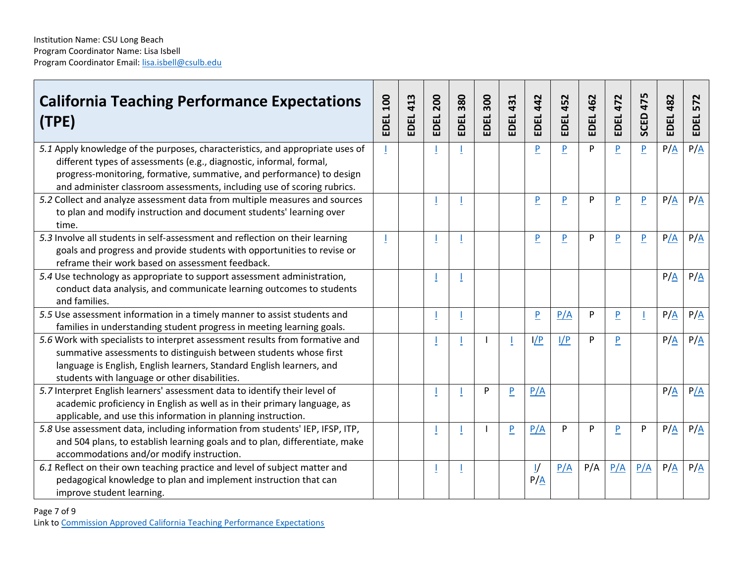Institution Name: CSU Long Beach
Program Coordinator Name: Lisa Isbell
Program Coordinator Email: lisa.isbell@csulb.edu

| California Teaching Performance Expectations (TPE) | EDEL 100 | EDEL 413 | EDEL 200 | EDEL 380 | EDEL 300 | EDEL 431 | EDEL 442 | EDEL 452 | EDEL 462 | EDEL 472 | SCED 475 | EDEL 482 | EDEL 572 |
|---|---|---|---|---|---|---|---|---|---|---|---|---|---|
| *5.1* Apply knowledge of the purposes, characteristics, and appropriate uses of different types of assessments (e.g., diagnostic, informal, formal, progress-monitoring, formative, summative, and performance) to design and administer classroom assessments, including use of scoring rubrics. | I | | I | I | | | P | P | P | P | P | P/A | P/A |
| *5.2* Collect and analyze assessment data from multiple measures and sources to plan and modify instruction and document students' learning over time. | | | I | I | | | P | P | P | P | P | P/A | P/A |
| *5.3* Involve all students in self-assessment and reflection on their learning goals and progress and provide students with opportunities to revise or reframe their work based on assessment feedback. | I | | I | I | | | P | P | P | P | P | P/A | P/A |
| *5.4* Use technology as appropriate to support assessment administration, conduct data analysis, and communicate learning outcomes to students and families. | | | I | I | | | | | | | | P/A | P/A |
| *5.5* Use assessment information in a timely manner to assist students and families in understanding student progress in meeting learning goals. | | | I | I | | | P | P/A | P | P | I | P/A | P/A |
| *5.6* Work with specialists to interpret assessment results from formative and summative assessments to distinguish between students whose first language is English, English learners, Standard English learners, and students with language or other disabilities. | | | I | I | I | I | I/P | I/P | P | P | | P/A | P/A |
| *5.7* Interpret English learners' assessment data to identify their level of academic proficiency in English as well as in their primary language, as applicable, and use this information in planning instruction. | | | I | I | P | P | P/A | | | | | P/A | P/A |
| *5.8* Use assessment data, including information from students' IEP, IFSP, ITP, and 504 plans, to establish learning goals and to plan, differentiate, make accommodations and/or modify instruction. | | | I | I | I | P | P/A | P | P | P | P | P/A | P/A |
| *6.1* Reflect on their own teaching practice and level of subject matter and pedagogical knowledge to plan and implement instruction that can improve student learning. | | | I | I | | | I/ P/A | P/A | P/A | P/A | P/A | P/A | P/A |

Link to Commission Approved California Teaching Performance Expectations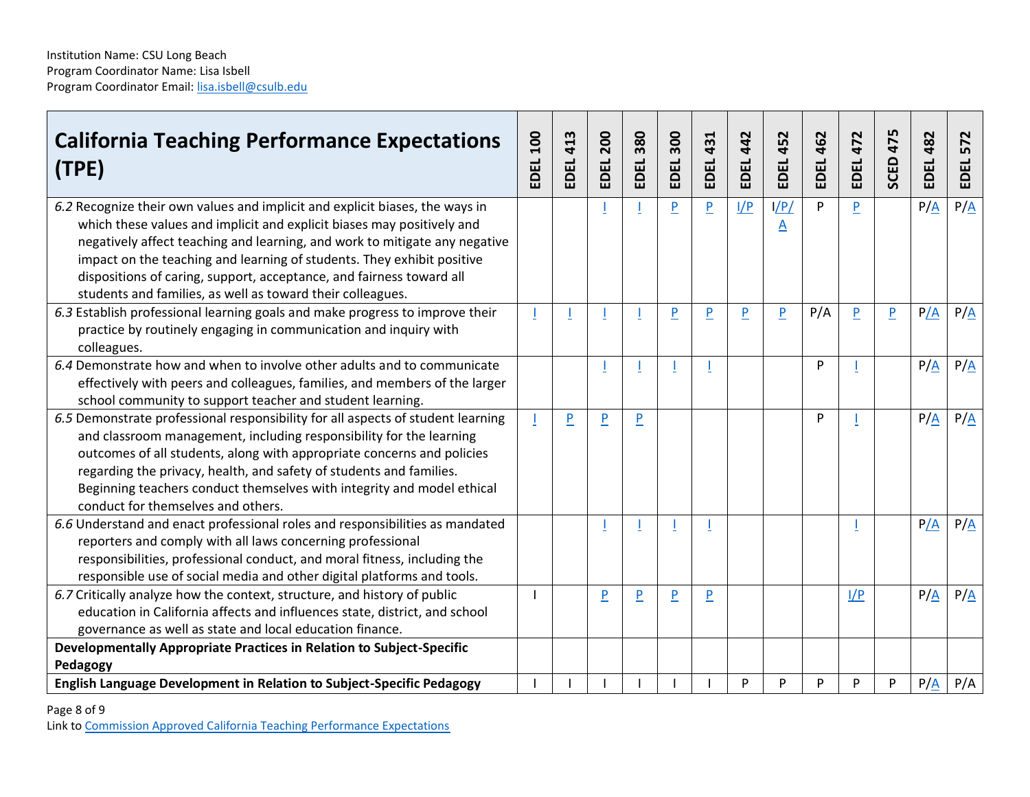Institution Name: CSU Long Beach
Program Coordinator Name: Lisa Isbell
Program Coordinator Email: lisa.isbell@csulb.edu

| California Teaching Performance Expectations (TPE) | EDEL 100 | EDEL 413 | EDEL 200 | EDEL 380 | EDEL 300 | EDEL 431 | EDEL 442 | EDEL 452 | EDEL 462 | EDEL 472 | SCED 475 | EDEL 482 | EDEL 572 |
|---|---|---|---|---|---|---|---|---|---|---|---|---|---|
| *6.2* Recognize their own values and implicit and explicit biases, the ways in which these values and implicit and explicit biases may positively and negatively affect teaching and learning, and work to mitigate any negative impact on the teaching and learning of students. They exhibit positive dispositions of caring, support, acceptance, and fairness toward all students and families, as well as toward their colleagues. | | | I | I | P | P | I/P | I/P/A | P | P | | P/A | P/A |
| *6.3* Establish professional learning goals and make progress to improve their practice by routinely engaging in communication and inquiry with colleagues. | I | I | I | I | P | P | P | P | P/A | P | P | P/A | P/A |
| *6.4* Demonstrate how and when to involve other adults and to communicate effectively with peers and colleagues, families, and members of the larger school community to support teacher and student learning. | | | I | I | I | I | | | P | I | | P/A | P/A |
| *6.5* Demonstrate professional responsibility for all aspects of student learning and classroom management, including responsibility for the learning outcomes of all students, along with appropriate concerns and policies regarding the privacy, health, and safety of students and families. Beginning teachers conduct themselves with integrity and model ethical conduct for themselves and others. | I | P | P | P | | | | | P | I | | P/A | P/A |
| *6.6* Understand and enact professional roles and responsibilities as mandated reporters and comply with all laws concerning professional responsibilities, professional conduct, and moral fitness, including the responsible use of social media and other digital platforms and tools. | | | I | I | I | I | | | | I | | P/A | P/A |
| *6.7* Critically analyze how the context, structure, and history of public education in California affects and influences state, district, and school governance as well as state and local education finance. | I | | P | P | P | P | | | | I/P | | P/A | P/A |
| **Developmentally Appropriate Practices in Relation to Subject-Specific Pedagogy** | | | | | | | | | | | | | |
| **English Language Development in Relation to Subject-Specific Pedagogy** | I | I | I | I | I | I | P | P | P | P | P | P/A | P/A |

Link to Commission Approved California Teaching Performance Expectations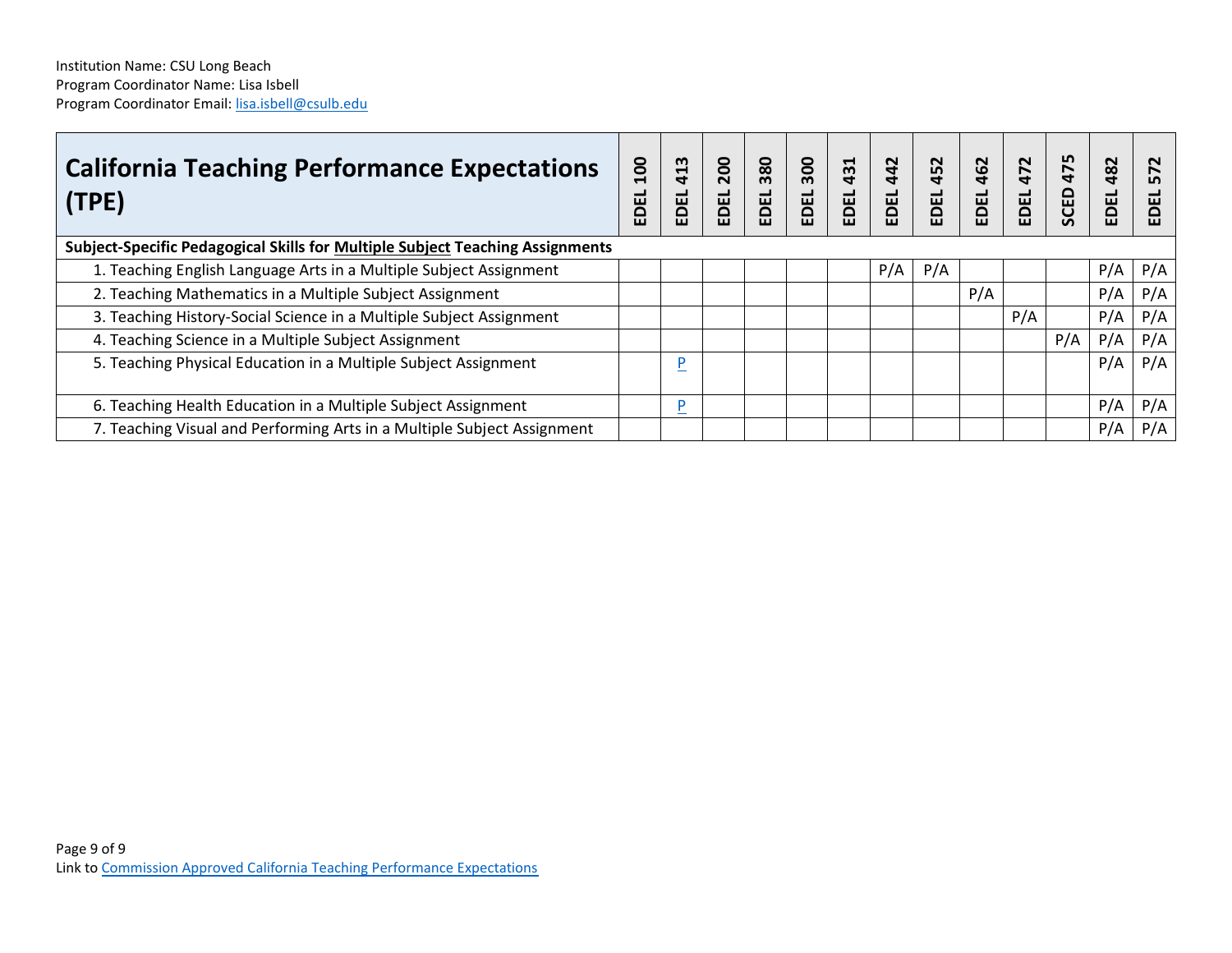Institution Name: CSU Long Beach
Program Coordinator Name: Lisa Isbell
Program Coordinator Email: lisa.isbell@csulb.edu

| California Teaching Performance Expectations (TPE) | EDEL 100 | EDEL 413 | EDEL 200 | EDEL 380 | EDEL 300 | EDEL 431 | EDEL 442 | EDEL 452 | EDEL 462 | EDEL 472 | SCED 475 | EDEL 482 | EDEL 572 |
|---|---|---|---|---|---|---|---|---|---|---|---|---|---|
| **Subject-Specific Pedagogical Skills for Multiple Subject Teaching Assignments** | | | | | | | | | | | | | |
| 1. Teaching English Language Arts in a Multiple Subject Assignment | | | | | | | P/A | P/A | | | | P/A | P/A |
| 2. Teaching Mathematics in a Multiple Subject Assignment | | | | | | | | | P/A | | | P/A | P/A |
| 3. Teaching History-Social Science in a Multiple Subject Assignment | | | | | | | | | | P/A | | P/A | P/A |
| 4. Teaching Science in a Multiple Subject Assignment | | | | | | | | | | | P/A | P/A | P/A |
| 5. Teaching Physical Education in a Multiple Subject Assignment | | P | | | | | | | | | | P/A | P/A |
| 6. Teaching Health Education in a Multiple Subject Assignment | | P | | | | | | | | | | P/A | P/A |
| 7. Teaching Visual and Performing Arts in a Multiple Subject Assignment | | | | | | | | | | | | P/A | P/A |

Link to Commission Approved California Teaching Performance Expectations